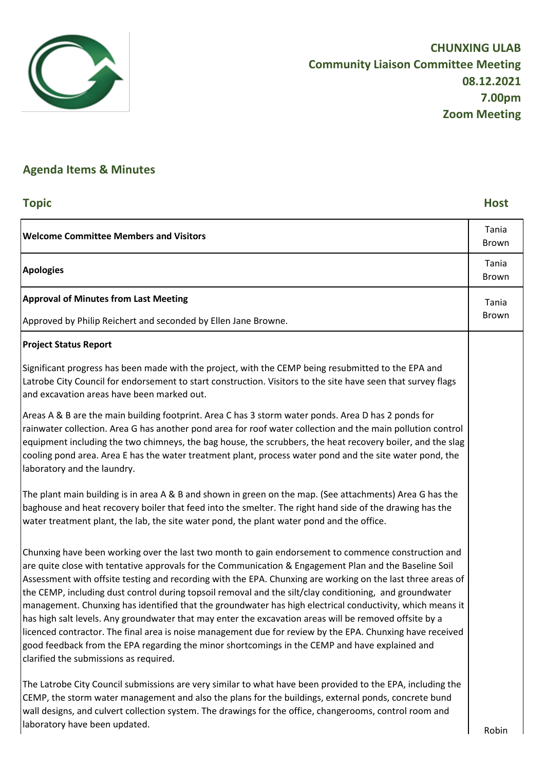**CHUNXING ULAB**
**Community Liaison Committee Meeting**
**08.12.2021**
**7.00pm**
**Zoom Meeting**

## Agenda Items & Minutes

| Topic | Host |
|---|---|
| **Welcome Committee Members and Visitors** | Tania Brown |
| **Apologies** | Tania Brown |
| **Approval of Minutes from Last Meeting**<br><br>Approved by Philip Reichert and seconded by Ellen Jane Browne. | Tania Brown |
| **Project Status Report**<br><br>Significant progress has been made with the project, with the CEMP being resubmitted to the EPA and Latrobe City Council for endorsement to start construction. Visitors to the site have seen that survey flags and excavation areas have been marked out.<br><br>Areas A & B are the main building footprint. Area C has 3 storm water ponds. Area D has 2 ponds for rainwater collection. Area G has another pond area for roof water collection and the main pollution control equipment including the two chimneys, the bag house, the scrubbers, the heat recovery boiler, and the slag cooling pond area. Area E has the water treatment plant, process water pond and the site water pond, the laboratory and the laundry.<br><br>The plant main building is in area A & B and shown in green on the map. (See attachments) Area G has the baghouse and heat recovery boiler that feed into the smelter. The right hand side of the drawing has the water treatment plant, the lab, the site water pond, the plant water pond and the office.<br><br>Chunxing have been working over the last two month to gain endorsement to commence construction and are quite close with tentative approvals for the Communication & Engagement Plan and the Baseline Soil Assessment with offsite testing and recording with the EPA. Chunxing are working on the last three areas of the CEMP, including dust control during topsoil removal and the silt/clay conditioning, and groundwater management. Chunxing has identified that the groundwater has high electrical conductivity, which means it has high salt levels. Any groundwater that may enter the excavation areas will be removed offsite by a licenced contractor. The final area is noise management due for review by the EPA. Chunxing have received good feedback from the EPA regarding the minor shortcomings in the CEMP and have explained and clarified the submissions as required.<br><br>The Latrobe City Council submissions are very similar to what have been provided to the EPA, including the CEMP, the storm water management and also the plans for the buildings, external ponds, concrete bund wall designs, and culvert collection system. The drawings for the office, changerooms, control room and laboratory have been updated. | Robin |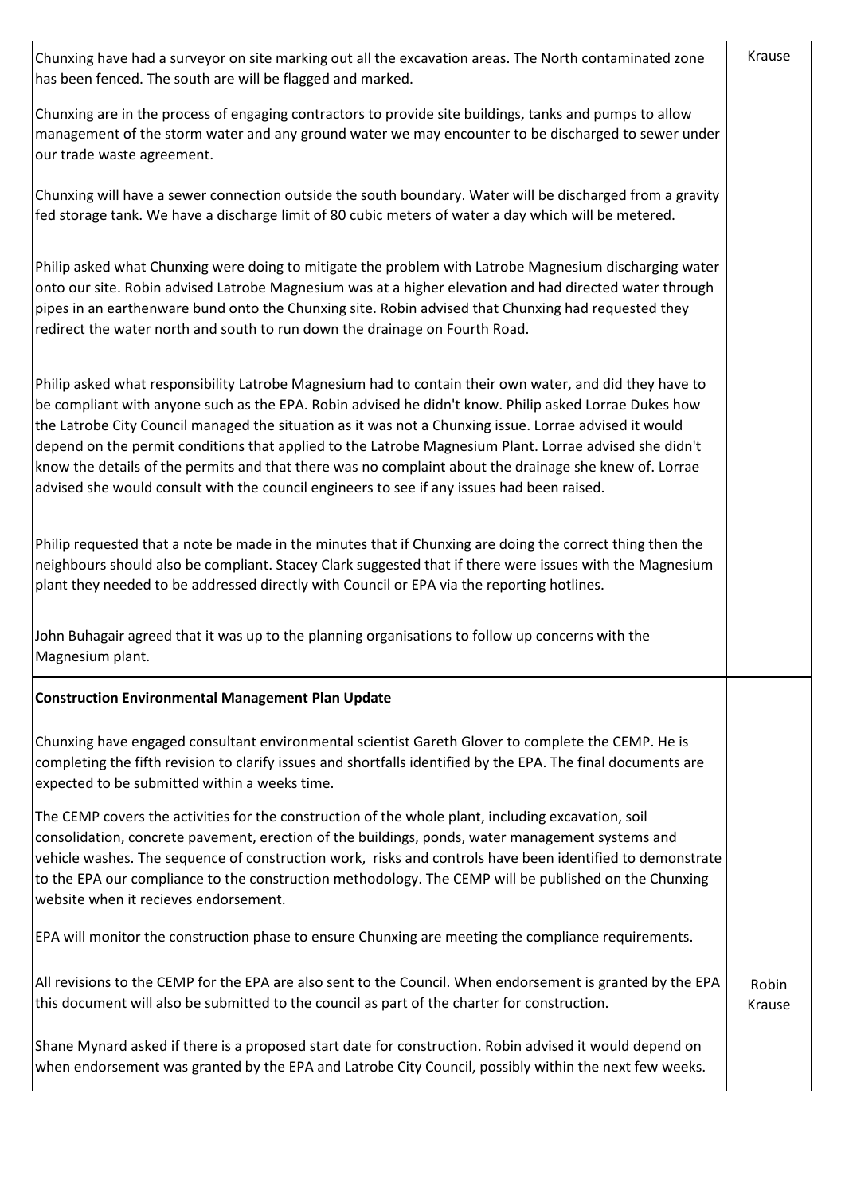| | |
|---|---|
| Chunxing have had a surveyor on site marking out all the excavation areas. The North contaminated zone has been fenced. The south are will be flagged and marked.<br><br>Chunxing are in the process of engaging contractors to provide site buildings, tanks and pumps to allow management of the storm water and any ground water we may encounter to be discharged to sewer under our trade waste agreement.<br><br>Chunxing will have a sewer connection outside the south boundary. Water will be discharged from a gravity fed storage tank. We have a discharge limit of 80 cubic meters of water a day which will be metered.<br><br>Philip asked what Chunxing were doing to mitigate the problem with Latrobe Magnesium discharging water onto our site. Robin advised Latrobe Magnesium was at a higher elevation and had directed water through pipes in an earthenware bund onto the Chunxing site. Robin advised that Chunxing had requested they redirect the water north and south to run down the drainage on Fourth Road.<br><br>Philip asked what responsibility Latrobe Magnesium had to contain their own water, and did they have to be compliant with anyone such as the EPA. Robin advised he didn't know. Philip asked Lorrae Dukes how the Latrobe City Council managed the situation as it was not a Chunxing issue. Lorrae advised it would depend on the permit conditions that applied to the Latrobe Magnesium Plant. Lorrae advised she didn't know the details of the permits and that there was no complaint about the drainage she knew of. Lorrae advised she would consult with the council engineers to see if any issues had been raised.<br><br>Philip requested that a note be made in the minutes that if Chunxing are doing the correct thing then the neighbours should also be compliant. Stacey Clark suggested that if there were issues with the Magnesium plant they needed to be addressed directly with Council or EPA via the reporting hotlines.<br><br>John Buhagair agreed that it was up to the planning organisations to follow up concerns with the Magnesium plant. | Krause |
| **Construction Environmental Management Plan Update**<br><br>Chunxing have engaged consultant environmental scientist Gareth Glover to complete the CEMP. He is completing the fifth revision to clarify issues and shortfalls identified by the EPA. The final documents are expected to be submitted within a weeks time.<br><br>The CEMP covers the activities for the construction of the whole plant, including excavation, soil consolidation, concrete pavement, erection of the buildings, ponds, water management systems and vehicle washes. The sequence of construction work, risks and controls have been identified to demonstrate to the EPA our compliance to the construction methodology. The CEMP will be published on the Chunxing website when it recieves endorsement.<br><br>EPA will monitor the construction phase to ensure Chunxing are meeting the compliance requirements.<br><br>All revisions to the CEMP for the EPA are also sent to the Council. When endorsement is granted by the EPA this document will also be submitted to the council as part of the charter for construction.<br><br>Shane Mynard asked if there is a proposed start date for construction. Robin advised it would depend on when endorsement was granted by the EPA and Latrobe City Council, possibly within the next few weeks. | Robin Krause |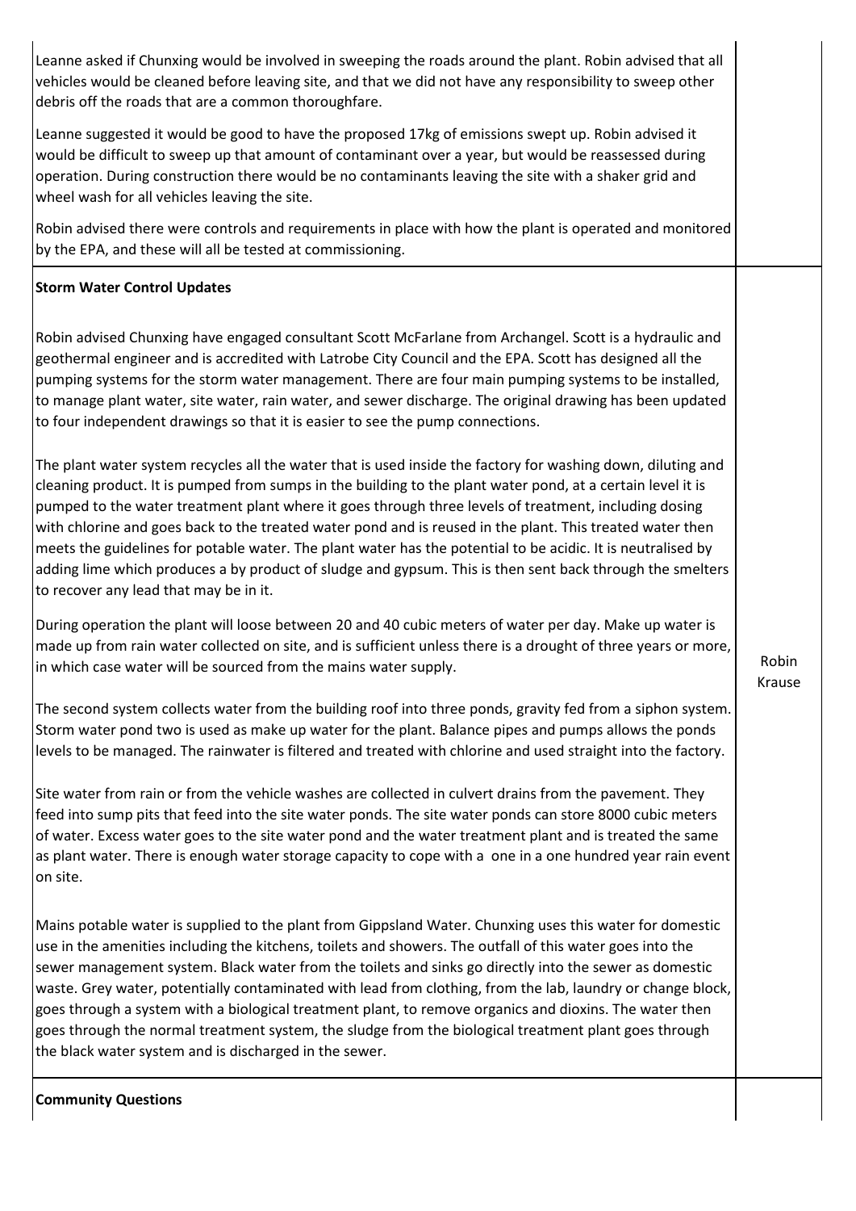| | |
|---|---|
| Leanne asked if Chunxing would be involved in sweeping the roads around the plant. Robin advised that all vehicles would be cleaned before leaving site, and that we did not have any responsibility to sweep other debris off the roads that are a common thoroughfare.<br><br>Leanne suggested it would be good to have the proposed 17kg of emissions swept up. Robin advised it would be difficult to sweep up that amount of contaminant over a year, but would be reassessed during operation. During construction there would be no contaminants leaving the site with a shaker grid and wheel wash for all vehicles leaving the site.<br><br>Robin advised there were controls and requirements in place with how the plant is operated and monitored by the EPA, and these will all be tested at commissioning. | |
| **Storm Water Control Updates**<br><br>Robin advised Chunxing have engaged consultant Scott McFarlane from Archangel. Scott is a hydraulic and geothermal engineer and is accredited with Latrobe City Council and the EPA. Scott has designed all the pumping systems for the storm water management. There are four main pumping systems to be installed, to manage plant water, site water, rain water, and sewer discharge. The original drawing has been updated to four independent drawings so that it is easier to see the pump connections.<br><br>The plant water system recycles all the water that is used inside the factory for washing down, diluting and cleaning product. It is pumped from sumps in the building to the plant water pond, at a certain level it is pumped to the water treatment plant where it goes through three levels of treatment, including dosing with chlorine and goes back to the treated water pond and is reused in the plant. This treated water then meets the guidelines for potable water. The plant water has the potential to be acidic. It is neutralised by adding lime which produces a by product of sludge and gypsum. This is then sent back through the smelters to recover any lead that may be in it.<br><br>During operation the plant will loose between 20 and 40 cubic meters of water per day. Make up water is made up from rain water collected on site, and is sufficient unless there is a drought of three years or more, in which case water will be sourced from the mains water supply.<br><br>The second system collects water from the building roof into three ponds, gravity fed from a siphon system. Storm water pond two is used as make up water for the plant. Balance pipes and pumps allows the ponds levels to be managed. The rainwater is filtered and treated with chlorine and used straight into the factory.<br><br>Site water from rain or from the vehicle washes are collected in culvert drains from the pavement. They feed into sump pits that feed into the site water ponds. The site water ponds can store 8000 cubic meters of water. Excess water goes to the site water pond and the water treatment plant and is treated the same as plant water. There is enough water storage capacity to cope with a one in a one hundred year rain event on site.<br><br>Mains potable water is supplied to the plant from Gippsland Water. Chunxing uses this water for domestic use in the amenities including the kitchens, toilets and showers. The outfall of this water goes into the sewer management system. Black water from the toilets and sinks go directly into the sewer as domestic waste. Grey water, potentially contaminated with lead from clothing, from the lab, laundry or change block, goes through a system with a biological treatment plant, to remove organics and dioxins. The water then goes through the normal treatment system, the sludge from the biological treatment plant goes through the black water system and is discharged in the sewer. | Robin Krause |
| **Community Questions** | |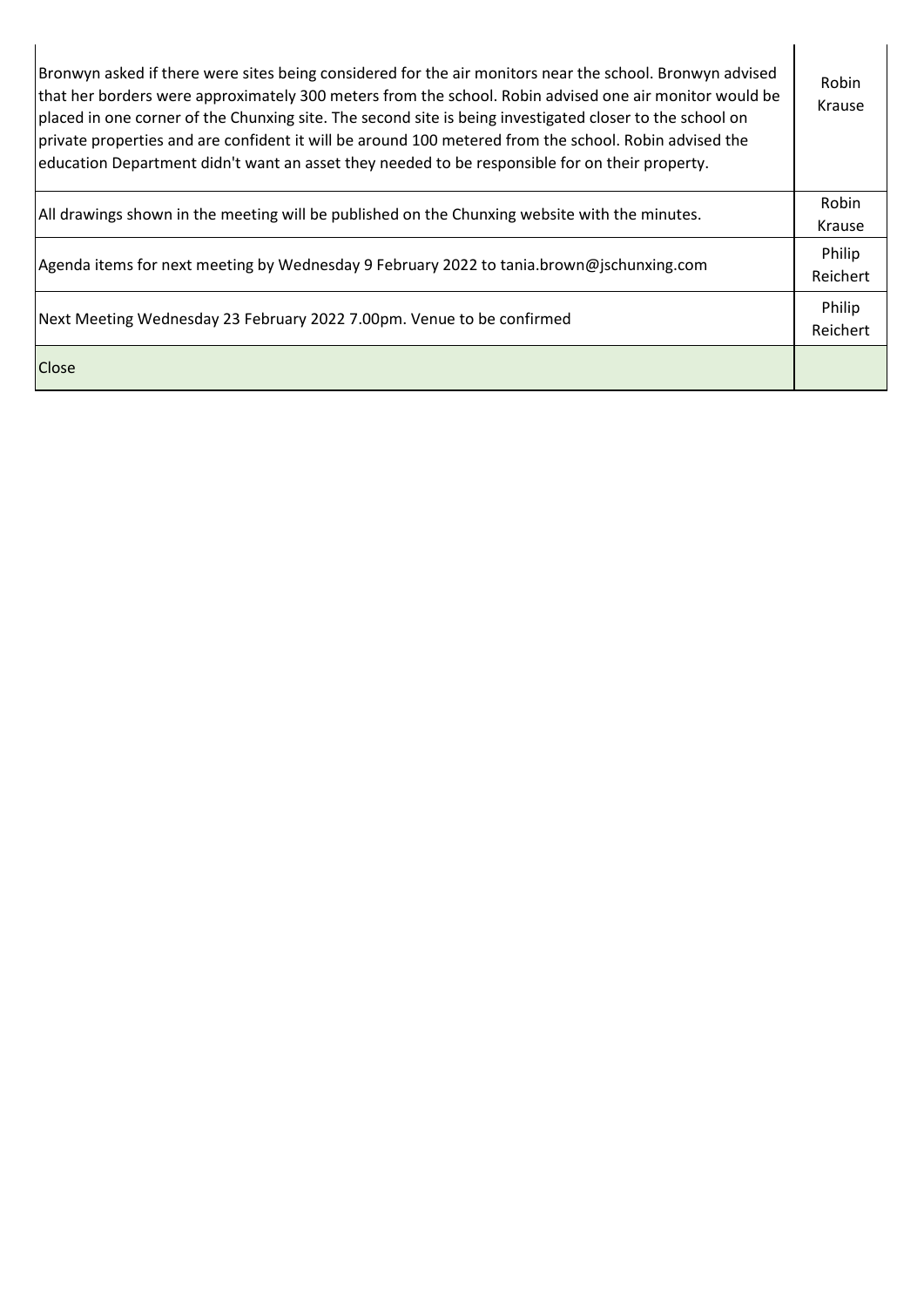| | |
|---|---|
| Bronwyn asked if there were sites being considered for the air monitors near the school. Bronwyn advised that her borders were approximately 300 meters from the school. Robin advised one air monitor would be placed in one corner of the Chunxing site. The second site is being investigated closer to the school on private properties and are confident it will be around 100 metered from the school. Robin advised the education Department didn't want an asset they needed to be responsible for on their property. | Robin Krause |
| All drawings shown in the meeting will be published on the Chunxing website with the minutes. | Robin Krause |
| Agenda items for next meeting by Wednesday 9 February 2022 to tania.brown@jschunxing.com | Philip Reichert |
| Next Meeting Wednesday 23 February 2022 7.00pm. Venue to be confirmed | Philip Reichert |
| Close | |